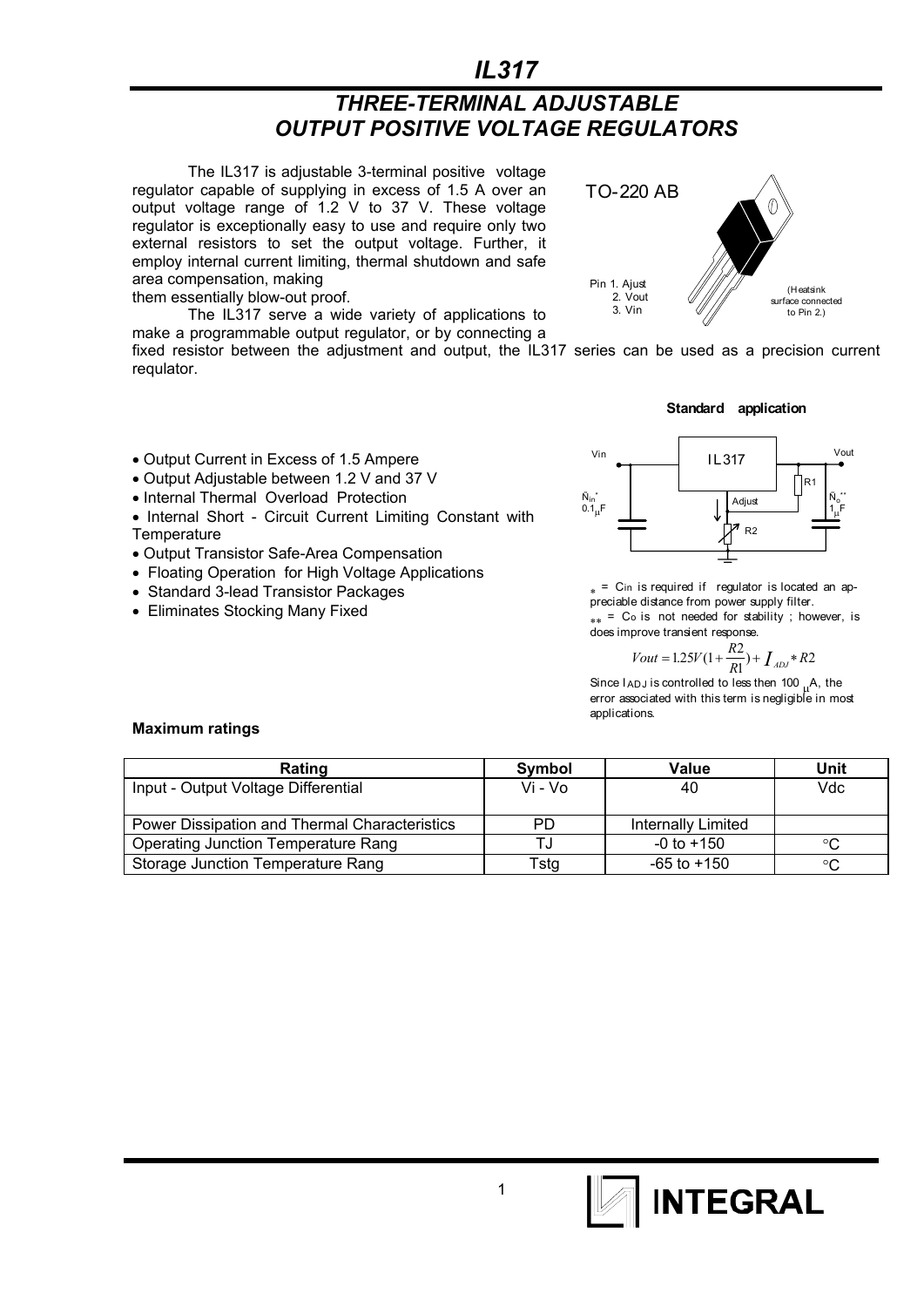# IL317

## THREE-TERMINAL ADJUSTABLE OUTPUT POSITIVE VOLTAGE REGULATORS

The IL317 is adjustable 3-terminal positive voltage regulator capable of supplying in excess of 1.5 A over an output voltage range of 1.2 V to 37 V. These voltage regulator is exceptionally easy to use and require only two external resistors to set the output voltage. Further, it employ internal current limiting, thermal shutdown and safe area compensation, making them essentially blow-out proof.

The IL317 serve a wide variety of applications to make a programmable output regulator, or by connecting a fixed resistor between the adjustment and output, the IL317 series can be used as a precision current regulator.

TO-220 AB

Pin 1. Ajust
2. Vout
3. Vin

(Heatsink surface connected to Pin 2.)

- Output Current in Excess of 1.5 Ampere
- Output Adjustable between 1.2 V and 37 V
- Internal Thermal Overload Protection
- Internal Short - Circuit Current Limiting Constant with Temperature
- Output Transistor Safe-Area Compensation
- Floating Operation for High Voltage Applications
- Standard 3-lead Transistor Packages
- Eliminates Stocking Many Fixed

**Standard application**

Vin, IL317, Vout, R1, Adjust, R2, $C_{in}$* 0.1 μF, $C_o$** 1 μF

* = $C_{in}$ is required if regulator is located an appreciable distance from power supply filter.

** = $C_o$ is not needed for stability ; however, is does improve transient response.

$$Vout = 1.25V(1+\frac{R2}{R1}) + I_{ADJ} * R2$$

Since $I_{ADJ}$ is controlled to less then 100 μA, the error associated with this term is negligible in most applications.

**Maximum ratings**

| Rating | Symbol | Value | Unit |
|---|---|---|---|
| Input - Output Voltage Differential | Vi - Vo | 40 | Vdc |
| Power Dissipation and Thermal Characteristics | PD | Internally Limited | |
| Operating Junction Temperature Rang | TJ | -0 to +150 | °C |
| Storage Junction Temperature Rang | Tstg | -65 to +150 | °C |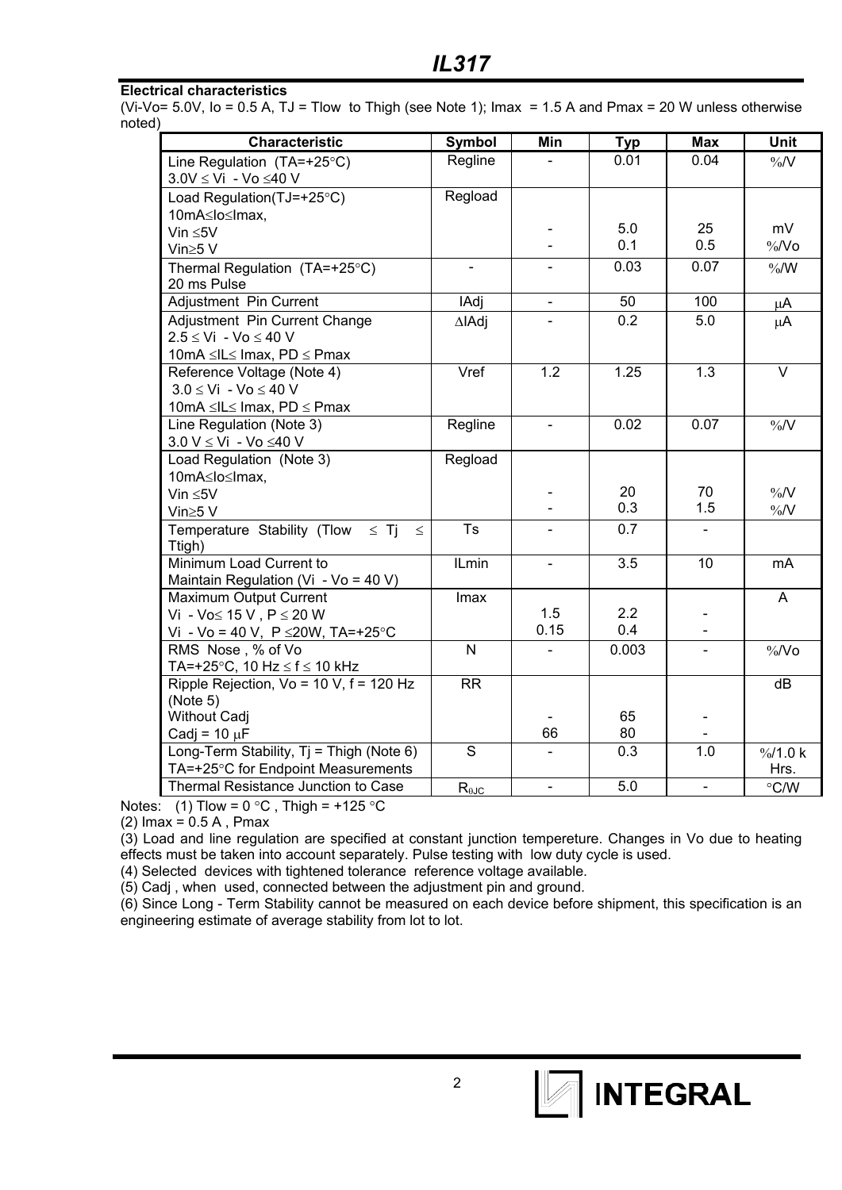**Electrical characteristics**

($V_i$-$V_o$= 5.0V, Io = 0.5 A, TJ = Tlow to Thigh (see Note 1); Imax = 1.5 A and Pmax = 20 W unless otherwise noted)

| Characteristic | Symbol | Min | Typ | Max | Unit |
|---|---|---|---|---|---|
| Line Regulation (TA=+25°C)<br>3.0V ≤ Vi - Vo ≤40 V | Regline | - | 0.01 | 0.04 | %/V |
| Load Regulation(TJ=+25°C)<br>10mA≤Io≤Imax,<br>Vin ≤5V<br>Vin≥5 V | Regload | -<br>- | 5.0<br>0.1 | 25<br>0.5 | mV<br>%/Vo |
| Thermal Regulation (TA=+25°C)<br>20 ms Pulse | - | - | 0.03 | 0.07 | %/W |
| Adjustment Pin Current | IAdj | - | 50 | 100 | μA |
| Adjustment Pin Current Change<br>2.5 ≤ Vi - Vo ≤ 40 V<br>10mA ≤IL≤ Imax, PD ≤ Pmax | ΔIAdj | - | 0.2 | 5.0 | μA |
| Reference Voltage (Note 4)<br>3.0 ≤ Vi - Vo ≤ 40 V<br>10mA ≤IL≤ Imax, PD ≤ Pmax | Vref | 1.2 | 1.25 | 1.3 | V |
| Line Regulation (Note 3)<br>3.0 V ≤ Vi - Vo ≤40 V | Regline | - | 0.02 | 0.07 | %/V |
| Load Regulation (Note 3)<br>10mA≤Io≤Imax,<br>Vin ≤5V<br>Vin≥5 V | Regload | -<br>- | 20<br>0.3 | 70<br>1.5 | %/V<br>%/V |
| Temperature Stability (Tlow ≤ Tj ≤ Ttigh) | Ts | - | 0.7 | - | |
| Minimum Load Current to Maintain Regulation (Vi - Vo = 40 V) | ILmin | - | 3.5 | 10 | mA |
| Maximum Output Current<br>Vi - Vo≤ 15 V , P ≤ 20 W<br>Vi - Vo = 40 V, P ≤20W, TA=+25°C | Imax | 1.5<br>0.15 | 2.2<br>0.4 | -<br>- | A |
| RMS Nose , % of Vo<br>TA=+25°C, 10 Hz ≤ f ≤ 10 kHz | N | - | 0.003 | - | %/Vo |
| Ripple Rejection, Vo = 10 V, f = 120 Hz (Note 5)<br>Without Cadj<br>Cadj = 10 μF | RR | -<br>66 | 65<br>80 | -<br>- | dB |
| Long-Term Stability, Tj = Thigh (Note 6)<br>TA=+25°C for Endpoint Measurements | S | - | 0.3 | 1.0 | %/1.0 k Hrs. |
| Thermal Resistance Junction to Case | $R_{\theta JC}$ | - | 5.0 | - | °C/W |

Notes: (1) Tlow = 0 °C , Thigh = +125 °C

(2) Imax = 0.5 A , Pmax

(3) Load and line regulation are specified at constant junction tempereture. Changes in Vo due to heating effects must be taken into account separately. Pulse testing with low duty cycle is used.

(4) Selected devices with tightened tolerance reference voltage available.

(5) Cadj , when used, connected between the adjustment pin and ground.

(6) Since Long - Term Stability cannot be measured on each device before shipment, this specification is an engineering estimate of average stability from lot to lot.